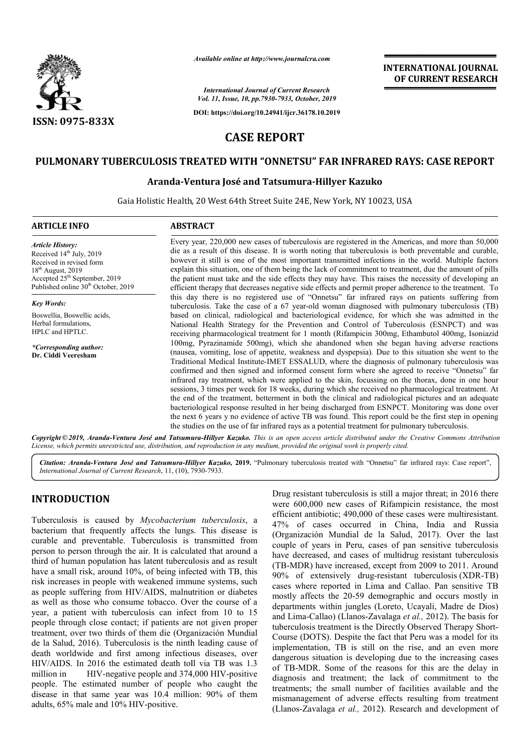# CASE REPORT

## PULMONARY TUBERCULOSIS TREATED WITH "ONNETSU" FAR INFRARED RAYS: CASE REPORT

**Aranda-Ventura José and Tatsumura-Hillyer Kazuko**

Gaia Holistic Health, 20 West 64th Street Suite 24E, New York, NY 10023, USA

### ARTICLE INFO

*Article History:*
Received 14th July, 2019
Received in revised form 18th August, 2019
Accepted 25th September, 2019
Published online 30th October, 2019

*Key Words:*
Boswellia, Boswellic acids, Herbal formulations, HPLC and HPTLC.

***Corresponding author:***
**Dr. Ciddi Veeresham**

### ABSTRACT

Every year, 220,000 new cases of tuberculosis are registered in the Americas, and more than 50,000 die as a result of this disease. It is worth noting that tuberculosis is both preventable and curable, however it still is one of the most important transmitted infections in the world. Multiple factors explain this situation, one of them being the lack of commitment to treatment, due the amount of pills the patient must take and the side effects they may have. This raises the necessity of developing an efficient therapy that decreases negative side effects and permit proper adherence to the treatment. To this day there is no registered use of "Onnetsu" far infrared rays on patients suffering from tuberculosis. Take the case of a 67 year-old woman diagnosed with pulmonary tuberculosis (TB) based on clinical, radiological and bacteriological evidence, for which she was admitted in the National Health Strategy for the Prevention and Control of Tuberculosis (ESNPCT) and was receiving pharmacological treatment for 1 month (Rifampicin 300mg, Ethambutol 400mg, Isoniazid 100mg, Pyrazinamide 500mg), which she abandoned when she began having adverse reactions (nausea, vomiting, lose of appetite, weakness and dyspepsia). Due to this situation she went to the Traditional Medical Institute-IMET ESSALUD, where the diagnosis of pulmonary tuberculosis was confirmed and then signed and informed consent form where she agreed to receive "Onnetsu" far infrared ray treatment, which were applied to the skin, focussing on the thorax, done in one hour sessions, 3 times per week for 18 weeks, during which she received no pharmacological treatment. At the end of the treatment, betterment in both the clinical and radiological pictures and an adequate bacteriological response resulted in her being discharged from ESNPCT. Monitoring was done over the next 6 years y no evidence of active TB was found. This report could be the first step in opening the studies on the use of far infrared rays as a potential treatment for pulmonary tuberculosis.

*Copyright © 2019, Aranda-Ventura José and Tatsumura-Hillyer Kazuko. This is an open access article distributed under the Creative Commons Attribution License, which permits unrestricted use, distribution, and reproduction in any medium, provided the original work is properly cited.*

***Citation: Aranda-Ventura José and Tatsumura-Hillyer Kazuko, 2019.*** "Pulmonary tuberculosis treated with "Onnetsu" far infrared rays: Case report", *International Journal of Current Research*, 11, (10), 7930-7933.

## INTRODUCTION

Tuberculosis is caused by *Mycobacterium tuberculosis*, a bacterium that frequently affects the lungs. This disease is curable and preventable. Tuberculosis is transmitted from person to person through the air. It is calculated that around a third of human population has latent tuberculosis and as result have a small risk, around 10%, of being infected with TB, this risk increases in people with weakened immune systems, such as people suffering from HIV/AIDS, malnutrition or diabetes as well as those who consume tobacco. Over the course of a year, a patient with tuberculosis can infect from 10 to 15 people through close contact; if patients are not given proper treatment, over two thirds of them die (Organización Mundial de la Salud, 2016). Tuberculosis is the ninth leading cause of death worldwide and first among infectious diseases, over HIV/AIDS. In 2016 the estimated death toll via TB was 1.3 million in HIV-negative people and 374,000 HIV-positive people. The estimated number of people who caught the disease in that same year was 10.4 million: 90% of them adults, 65% male and 10% HIV-positive.

Drug resistant tuberculosis is still a major threat; in 2016 there were 600,000 new cases of Rifampicin resistance, the most efficient antibiotic; 490,000 of these cases were multiresistant. 47% of cases occurred in China, India and Russia (Organización Mundial de la Salud, 2017). Over the last couple of years in Peru, cases of pan sensitive tuberculosis have decreased, and cases of multidrug resistant tuberculosis (TB-MDR) have increased, except from 2009 to 2011. Around 90% of extensively drug-resistant tuberculosis (XDR-TB) cases where reported in Lima and Callao. Pan sensitive TB mostly affects the 20-59 demographic and occurs mostly in departments within jungles (Loreto, Ucayali, Madre de Dios) and Lima-Callao) (Llanos-Zavalaga *et al.,* 2012). The basis for tuberculosis treatment is the Directly Observed Therapy Short-Course (DOTS). Despite the fact that Peru was a model for its implementation, TB is still on the rise, and an even more dangerous situation is developing due to the increasing cases of TB-MDR. Some of the reasons for this are the delay in diagnosis and treatment; the lack of commitment to the treatments; the small number of facilities available and the mismanagement of adverse effects resulting from treatment (Llanos-Zavalaga *et al.,* 2012). Research and development of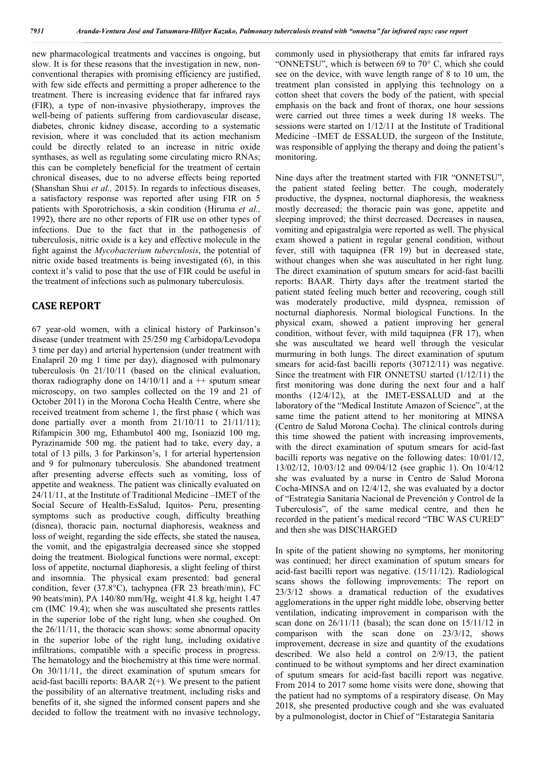new pharmacological treatments and vaccines is ongoing, but slow. It is for these reasons that the investigation in new, non-conventional therapies with promising efficiency are justified, with few side effects and permitting a proper adherence to the treatment. There is increasing evidence that far infrared rays (FIR), a type of non-invasive physiotherapy, improves the well-being of patients suffering from cardiovascular disease, diabetes, chronic kidney disease, according to a systematic revision, where it was concluded that its action mechanism could be directly related to an increase in nitric oxide synthases, as well as regulating some circulating micro RNAs; this can be completely beneficial for the treatment of certain chronical diseases, due to no adverse effects being reported (Shanshan Shui *et al.,* 2015). In regards to infectious diseases, a satisfactory response was reported after using FIR on 5 patients with Sporotrichosis, a skin condition (Hiruma *et al.,* 1992), there are no other reports of FIR use on other types of infections. Due to the fact that in the pathogenesis of tuberculosis, nitric oxide is a key and effective molecule in the fight against the *Mycobacterium tuberculosis*, the potential of nitric oxide based treatments is being investigated (6), in this context it's valid to pose that the use of FIR could be useful in the treatment of infections such as pulmonary tuberculosis.

## CASE REPORT

67 year-old women, with a clinical history of Parkinson's disease (under treatment with 25/250 mg Carbidopa/Levodopa 3 time per day) and arterial hypertension (under treatment with Enalapril 20 mg 1 time per day), diagnosed with pulmonary tuberculosis 0n 21/10/11 (based on the clinical evaluation, thorax radiography done on 14/10/11 and a ++ sputum smear microscopy, on two samples collected on the 19 and 21 of October 2011) in the Morona Cocha Health Centre, where she received treatment from scheme 1, the first phase ( which was done partially over a month from 21/10/11 to 21/11/11); Rifampicin 300 mg, Ethambutol 400 mg, Isoniazid 100 mg, Pyrazinamide 500 mg. the patient had to take, every day, a total of 13 pills, 3 for Parkinson's, 1 for arterial hypertension and 9 for pulmonary tuberculosis. She abandoned treatment after presenting adverse effects such as vomiting, loss of appetite and weakness. The patient was clinically evaluated on 24/11/11, at the Institute of Traditional Medicine –IMET of the Social Secure of Health-EsSalud, Iquitos- Peru, presenting symptoms such as productive cough, difficulty breathing (disnea), thoracic pain, nocturnal diaphoresis, weakness and loss of weight, regarding the side effects, she stated the nausea, the vomit, and the epigastralgia decreased since she stopped doing the treatment. Biological functions were normal, except: loss of appetite, nocturnal diaphoresis, a slight feeling of thirst and insomnia. The physical exam presented: bad general condition, fever (37.8°C), tachypnea (FR 23 breath/min), FC 90 beats/min), PA 140/80 mm/Hg, weight 41.8 kg, height 1.47 cm (IMC 19.4); when she was auscultated she presents rattles in the superior lobe of the right lung, when she coughed. On the 26/11/11, the thoracic scan shows: some abnormal opacity in the superior lobe of the right lung, including oxidative infiltrations, compatible with a specific process in progress. The hematology and the biochemistry at this time were normal. On 30/11/11, the direct examination of sputum smears for acid-fast bacilli reports: BAAR 2(+). We present to the patient the possibility of an alternative treatment, including risks and benefits of it, she signed the informed consent papers and she decided to follow the treatment with no invasive technology, commonly used in physiotherapy that emits far infrared rays "ONNETSU", which is between 69 to 70° C, which she could see on the device, with wave length range of 8 to 10 um, the treatment plan consisted in applying this technology on a cotton sheet that covers the body of the patient, with special emphasis on the back and front of thorax, one hour sessions were carried out three times a week during 18 weeks. The sessions were started on 1/12/11 at the Institute of Traditional Medicine –IMET de ESSALUD, the surgeon of the Institute, was responsible of applying the therapy and doing the patient's monitoring.

Nine days after the treatment started with FIR "ONNETSU", the patient stated feeling better. The cough, moderately productive, the dyspnea, nocturnal diaphoresis, the weakness mostly decreased; the thoracic pain was gone, appetite and sleeping improved; the thirst decreased. Decreases in nausea, vomiting and epigastralgia were reported as well. The physical exam showed a patient in regular general condition, without fever, still with taquipnea (FR 19) but in decreased state, without changes when she was auscultated in her right lung. The direct examination of sputum smears for acid-fast bacilli reports: BAAR. Thirty days after the treatment started the patient stated feeling much better and recovering, cough still was moderately productive, mild dyspnea, remission of nocturnal diaphoresis. Normal biological Functions. In the physical exam, showed a patient improving her general condition, without fever, with mild taquipnea (FR 17), when she was auscultated we heard well through the vesicular murmuring in both lungs. The direct examination of sputum smears for acid-fast bacilli reports (30712/11) was negative. Since the treatment with FIR ONNETSU started (1/12/11) the first monitoring was done during the next four and a half months (12/4/12), at the IMET-ESSALUD and at the laboratory of the "Medical Institute Amazon of Science", at the same time the patient attend to her monitoring at MINSA (Centro de Salud Morona Cocha). The clinical controls during this time showed the patient with increasing improvements, with the direct examination of sputum smears for acid-fast bacilli reports was negative on the following dates: 10/01/12, 13/02/12, 10/03/12 and 09/04/12 (see graphic 1). On 10/4/12 she was evaluated by a nurse in Centro de Salud Morona Cocha-MINSA and on 12/4/12, she was evaluated by a doctor of "Estrategia Sanitaria Nacional de Prevención y Control de la Tuberculosis", of the same medical centre, and then he recorded in the patient's medical record "TBC WAS CURED" and then she was DISCHARGED

In spite of the patient showing no symptoms, her monitoring was continued; her direct examination of sputum smears for acid-fast bacilli report was negative. (15/11/12). Radiological scans shows the following improvements: The report on 23/3/12 shows a dramatical reduction of the exudatives agglomerations in the upper right middle lobe, observing better ventilation, indicating improvement in comparison with the scan done on 26/11/11 (basal); the scan done on 15/11/12 in comparison with the scan done on 23/3/12, shows improvement, decrease in size and quantity of the exudations described. We also held a control on 2/9/13, the patient continued to be without symptoms and her direct examination of sputum smears for acid-fast bacilli report was negative. From 2014 to 2017 some home visits were done, showing that the patient had no symptoms of a respiratory disease. On May 2018, she presented productive cough and she was evaluated by a pulmonologist, doctor in Chief of "Estarategia Sanitaria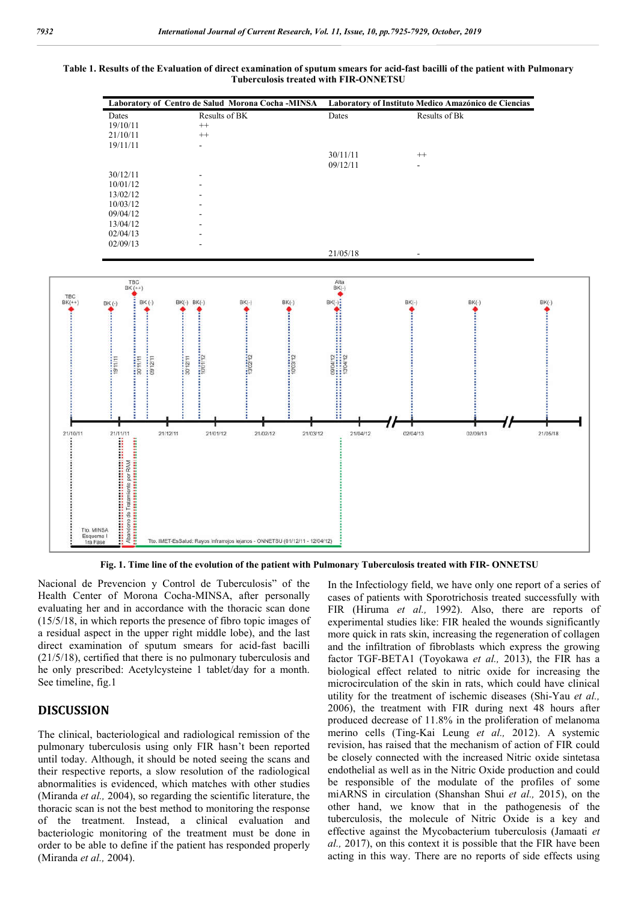**Table 1. Results of the Evaluation of direct examination of sputum smears for acid-fast bacilli of the patient with Pulmonary Tuberculosis treated with FIR-ONNETSU**

| Laboratory of Centro de Salud Morona Cocha -MINSA | | Laboratory of Instituto Medico Amazónico de Ciencias | |
|---|---|---|---|
| Dates | Results of BK | Dates | Results of Bk |
| 19/10/11 | ++ | | |
| 21/10/11 | ++ | | |
| 19/11/11 | - | | |
| | | 30/11/11 | ++ |
| | | 09/12/11 | - |
| 30/12/11 | - | | |
| 10/01/12 | - | | |
| 13/02/12 | - | | |
| 10/03/12 | - | | |
| 09/04/12 | - | | |
| 13/04/12 | - | | |
| 02/04/13 | - | | |
| 02/09/13 | - | | |
| | | 21/05/18 | - |

TBC BK(++)
BK (-)
TBC BK (++)
BK (-)
BK(-) BK(-)
BK(-)
BK(-)
Alta BK(-)
BK(-)
BK(-)
BK(-)
BK(-)

19/11/11
30/11/11
09/12/11
30/12/11
10/01/12
13/02/12
10/03/12
09/04/12
13/04/12

21/10/11
21/11/11
21/12/11
21/01/12
21/02/12
21/03/12
21/04/12
02/04/13
02/09/13
21/05/18

Tto. MINSA Esquema I 1ra Fase
Abandono de Tratamiento por RAM
Tto. IMET-EsSalud: Rayos Infrarrojos lejanos - ONNETSU (01/12/11 - 12/04/12)

**Fig. 1. Time line of the evolution of the patient with Pulmonary Tuberculosis treated with FIR- ONNETSU**

Nacional de Prevencion y Control de Tuberculosis" of the Health Center of Morona Cocha-MINSA, after personally evaluating her and in accordance with the thoracic scan done (15/5/18, in which reports the presence of fibro topic images of a residual aspect in the upper right middle lobe), and the last direct examination of sputum smears for acid-fast bacilli (21/5/18), certified that there is no pulmonary tuberculosis and he only prescribed: Acetylcysteine 1 tablet/day for a month. See timeline, fig.1

## DISCUSSION

The clinical, bacteriological and radiological remission of the pulmonary tuberculosis using only FIR hasn't been reported until today. Although, it should be noted seeing the scans and their respective reports, a slow resolution of the radiological abnormalities is evidenced, which matches with other studies (Miranda *et al.,* 2004), so regarding the scientific literature, the thoracic scan is not the best method to monitoring the response of the treatment. Instead, a clinical evaluation and bacteriologic monitoring of the treatment must be done in order to be able to define if the patient has responded properly (Miranda *et al.,* 2004).

In the Infectiology field, we have only one report of a series of cases of patients with Sporotrichosis treated successfully with FIR (Hiruma *et al.,* 1992). Also, there are reports of experimental studies like: FIR healed the wounds significantly more quick in rats skin, increasing the regeneration of collagen and the infiltration of fibroblasts which express the growing factor TGF-BETA1 (Toyokawa *et al.,* 2013), the FIR has a biological effect related to nitric oxide for increasing the microcirculation of the skin in rats, which could have clinical utility for the treatment of ischemic diseases (Shi-Yau *et al.,* 2006), the treatment with FIR during next 48 hours after produced decrease of 11.8% in the proliferation of melanoma merino cells (Ting-Kai Leung *et al.,* 2012). A systemic revision, has raised that the mechanism of action of FIR could be closely connected with the increased Nitric oxide sintetasa endothelial as well as in the Nitric Oxide production and could be responsible of the modulate of the profiles of some miARNS in circulation (Shanshan Shui *et al.,* 2015), on the other hand, we know that in the pathogenesis of the tuberculosis, the molecule of Nitric Oxide is a key and effective against the Mycobacterium tuberculosis (Jamaati *et al.,* 2017), on this context it is possible that the FIR have been acting in this way. There are no reports of side effects using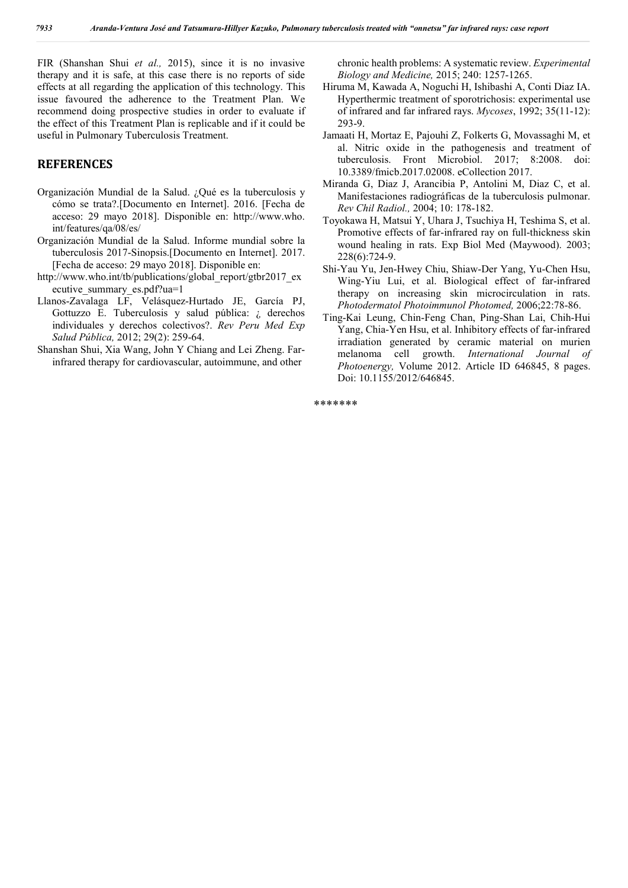FIR (Shanshan Shui *et al.,* 2015), since it is no invasive therapy and it is safe, at this case there is no reports of side effects at all regarding the application of this technology. This issue favoured the adherence to the Treatment Plan. We recommend doing prospective studies in order to evaluate if the effect of this Treatment Plan is replicable and if it could be useful in Pulmonary Tuberculosis Treatment.

## REFERENCES

Organización Mundial de la Salud. ¿Qué es la tuberculosis y cómo se trata?.[Documento en Internet]. 2016. [Fecha de acceso: 29 mayo 2018]. Disponible en: http://www.who.int/features/qa/08/es/

Organización Mundial de la Salud. Informe mundial sobre la tuberculosis 2017-Sinopsis.[Documento en Internet]. 2017. [Fecha de acceso: 29 mayo 2018]. Disponible en:

http://www.who.int/tb/publications/global_report/gtbr2017_executive_summary_es.pdf?ua=1

Llanos-Zavalaga LF, Velásquez-Hurtado JE, García PJ, Gottuzzo E. Tuberculosis y salud pública: ¿ derechos individuales y derechos colectivos?. *Rev Peru Med Exp Salud Pública,* 2012; 29(2): 259-64.

Shanshan Shui, Xia Wang, John Y Chiang and Lei Zheng. Far-infrared therapy for cardiovascular, autoimmune, and other chronic health problems: A systematic review. *Experimental Biology and Medicine,* 2015; 240: 1257-1265.

Hiruma M, Kawada A, Noguchi H, Ishibashi A, Conti Diaz IA. Hyperthermic treatment of sporotrichosis: experimental use of infrared and far infrared rays. *Mycoses*, 1992; 35(11-12): 293-9.

Jamaati H, Mortaz E, Pajouhi Z, Folkerts G, Movassaghi M, et al. Nitric oxide in the pathogenesis and treatment of tuberculosis. Front Microbiol. 2017; 8:2008. doi: 10.3389/fmicb.2017.02008. eCollection 2017.

Miranda G, Diaz J, Arancibia P, Antolini M, Diaz C, et al. Manifestaciones radiográficas de la tuberculosis pulmonar. *Rev Chil Radiol.,* 2004; 10: 178-182.

Toyokawa H, Matsui Y, Uhara J, Tsuchiya H, Teshima S, et al. Promotive effects of far-infrared ray on full-thickness skin wound healing in rats. Exp Biol Med (Maywood). 2003; 228(6):724-9.

Shi-Yau Yu, Jen-Hwey Chiu, Shiaw-Der Yang, Yu-Chen Hsu, Wing-Yiu Lui, et al. Biological effect of far-infrared therapy on increasing skin microcirculation in rats. *Photodermatol Photoimmunol Photomed,* 2006;22:78-86.

Ting-Kai Leung, Chin-Feng Chan, Ping-Shan Lai, Chih-Hui Yang, Chia-Yen Hsu, et al. Inhibitory effects of far-infrared irradiation generated by ceramic material on murien melanoma cell growth. *International Journal of Photoenergy,* Volume 2012. Article ID 646845, 8 pages. Doi: 10.1155/2012/646845.

*******